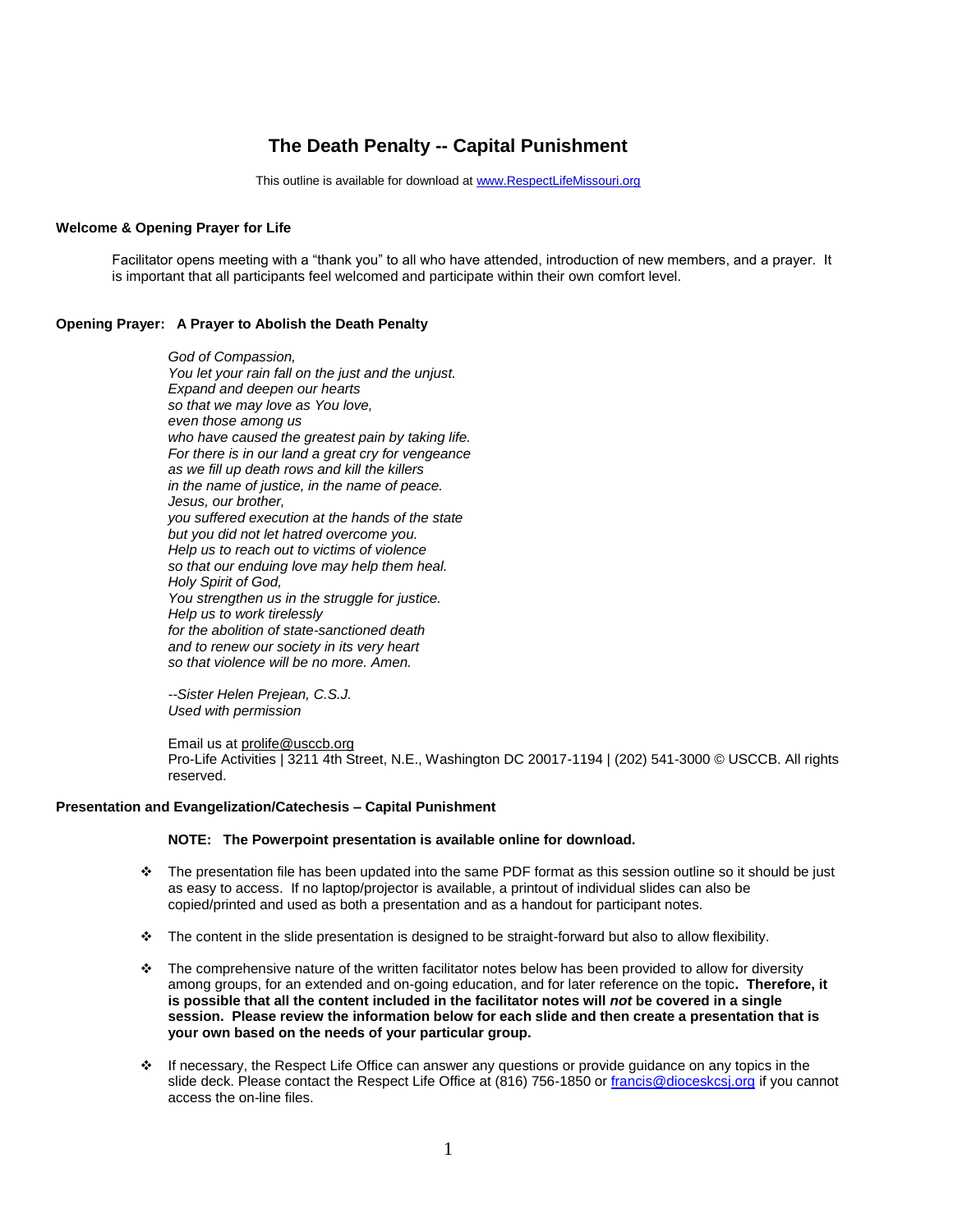# The Death Penalty -- Capital Punishment

This outline is available for download at [www.RespectLifeMissouri.org](http://www.RespectLifeMissouri.org)

### Welcome & Opening Prayer for Life

Facilitator opens meeting with a "thank you" to all who have attended, introduction of new members, and a prayer. It is important that all participants feel welcomed and participate within their own comfort level.

### Opening Prayer: A Prayer to Abolish the Death Penalty

*God of Compassion,*
*You let your rain fall on the just and the unjust.*
*Expand and deepen our hearts*
*so that we may love as You love,*
*even those among us*
*who have caused the greatest pain by taking life.*
*For there is in our land a great cry for vengeance*
*as we fill up death rows and kill the killers*
*in the name of justice, in the name of peace.*
*Jesus, our brother,*
*you suffered execution at the hands of the state*
*but you did not let hatred overcome you.*
*Help us to reach out to victims of violence*
*so that our enduring love may help them heal.*
*Holy Spirit of God,*
*You strengthen us in the struggle for justice.*
*Help us to work tirelessly*
*for the abolition of state-sanctioned death*
*and to renew our society in its very heart*
*so that violence will be no more. Amen.*

*--Sister Helen Prejean, C.S.J.*
*Used with permission*

Email us at prolife@usccb.org
Pro-Life Activities | 3211 4th Street, N.E., Washington DC 20017-1194 | (202) 541-3000 © USCCB. All rights reserved.

### Presentation and Evangelization/Catechesis – Capital Punishment

**NOTE: The Powerpoint presentation is available online for download.**

- The presentation file has been updated into the same PDF format as this session outline so it should be just as easy to access. If no laptop/projector is available, a printout of individual slides can also be copied/printed and used as both a presentation and as a handout for participant notes.
- The content in the slide presentation is designed to be straight-forward but also to allow flexibility.
- The comprehensive nature of the written facilitator notes below has been provided to allow for diversity among groups, for an extended and on-going education, and for later reference on the topic**. Therefore, it is possible that all the content included in the facilitator notes will *not* be covered in a single session. Please review the information below for each slide and then create a presentation that is your own based on the needs of your particular group.**
- If necessary, the Respect Life Office can answer any questions or provide guidance on any topics in the slide deck. Please contact the Respect Life Office at (816) 756-1850 or [francis@dioceskcsj.org](mailto:francis@dioceskcsj.org) if you cannot access the on-line files.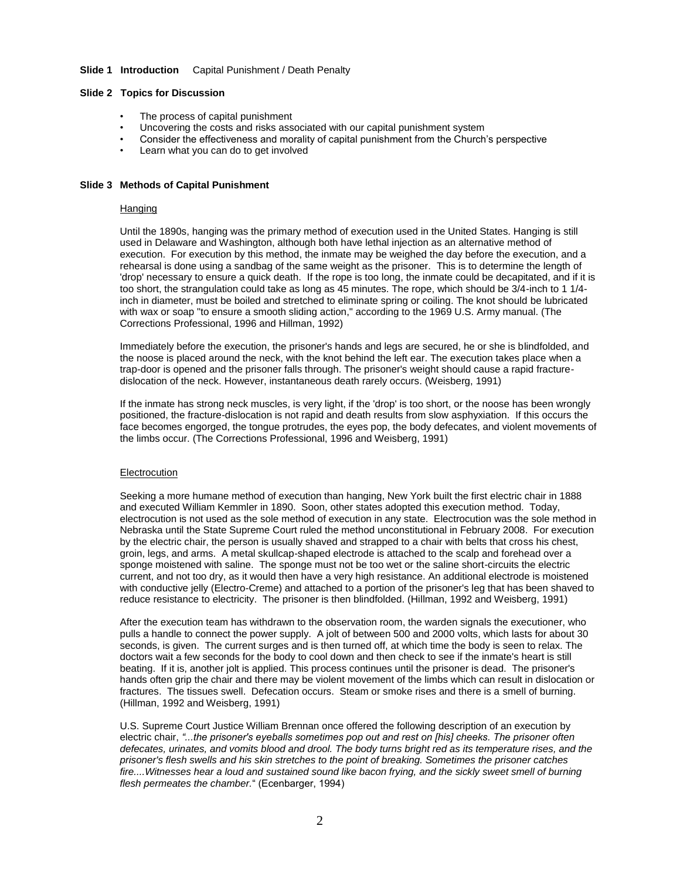**Slide 1 Introduction** Capital Punishment / Death Penalty

**Slide 2 Topics for Discussion**

- The process of capital punishment
- Uncovering the costs and risks associated with our capital punishment system
- Consider the effectiveness and morality of capital punishment from the Church's perspective
- Learn what you can do to get involved

**Slide 3 Methods of Capital Punishment**

<u>Hanging</u>

Until the 1890s, hanging was the primary method of execution used in the United States. Hanging is still used in Delaware and Washington, although both have lethal injection as an alternative method of execution. For execution by this method, the inmate may be weighed the day before the execution, and a rehearsal is done using a sandbag of the same weight as the prisoner. This is to determine the length of 'drop' necessary to ensure a quick death. If the rope is too long, the inmate could be decapitated, and if it is too short, the strangulation could take as long as 45 minutes. The rope, which should be 3/4-inch to 1 1/4-inch in diameter, must be boiled and stretched to eliminate spring or coiling. The knot should be lubricated with wax or soap "to ensure a smooth sliding action," according to the 1969 U.S. Army manual. (The Corrections Professional, 1996 and Hillman, 1992)

Immediately before the execution, the prisoner's hands and legs are secured, he or she is blindfolded, and the noose is placed around the neck, with the knot behind the left ear. The execution takes place when a trap-door is opened and the prisoner falls through. The prisoner's weight should cause a rapid fracture-dislocation of the neck. However, instantaneous death rarely occurs. (Weisberg, 1991)

If the inmate has strong neck muscles, is very light, if the 'drop' is too short, or the noose has been wrongly positioned, the fracture-dislocation is not rapid and death results from slow asphyxiation. If this occurs the face becomes engorged, the tongue protrudes, the eyes pop, the body defecates, and violent movements of the limbs occur. (The Corrections Professional, 1996 and Weisberg, 1991)

<u>Electrocution</u>

Seeking a more humane method of execution than hanging, New York built the first electric chair in 1888 and executed William Kemmler in 1890. Soon, other states adopted this execution method. Today, electrocution is not used as the sole method of execution in any state. Electrocution was the sole method in Nebraska until the State Supreme Court ruled the method unconstitutional in February 2008. For execution by the electric chair, the person is usually shaved and strapped to a chair with belts that cross his chest, groin, legs, and arms. A metal skullcap-shaped electrode is attached to the scalp and forehead over a sponge moistened with saline. The sponge must not be too wet or the saline short-circuits the electric current, and not too dry, as it would then have a very high resistance. An additional electrode is moistened with conductive jelly (Electro-Creme) and attached to a portion of the prisoner's leg that has been shaved to reduce resistance to electricity. The prisoner is then blindfolded. (Hillman, 1992 and Weisberg, 1991)

After the execution team has withdrawn to the observation room, the warden signals the executioner, who pulls a handle to connect the power supply. A jolt of between 500 and 2000 volts, which lasts for about 30 seconds, is given. The current surges and is then turned off, at which time the body is seen to relax. The doctors wait a few seconds for the body to cool down and then check to see if the inmate's heart is still beating. If it is, another jolt is applied. This process continues until the prisoner is dead. The prisoner's hands often grip the chair and there may be violent movement of the limbs which can result in dislocation or fractures. The tissues swell. Defecation occurs. Steam or smoke rises and there is a smell of burning. (Hillman, 1992 and Weisberg, 1991)

U.S. Supreme Court Justice William Brennan once offered the following description of an execution by electric chair, *"...the prisoner's eyeballs sometimes pop out and rest on [his] cheeks. The prisoner often defecates, urinates, and vomits blood and drool. The body turns bright red as its temperature rises, and the prisoner's flesh swells and his skin stretches to the point of breaking. Sometimes the prisoner catches fire....Witnesses hear a loud and sustained sound like bacon frying, and the sickly sweet smell of burning flesh permeates the chamber.*" (Ecenbarger, 1994)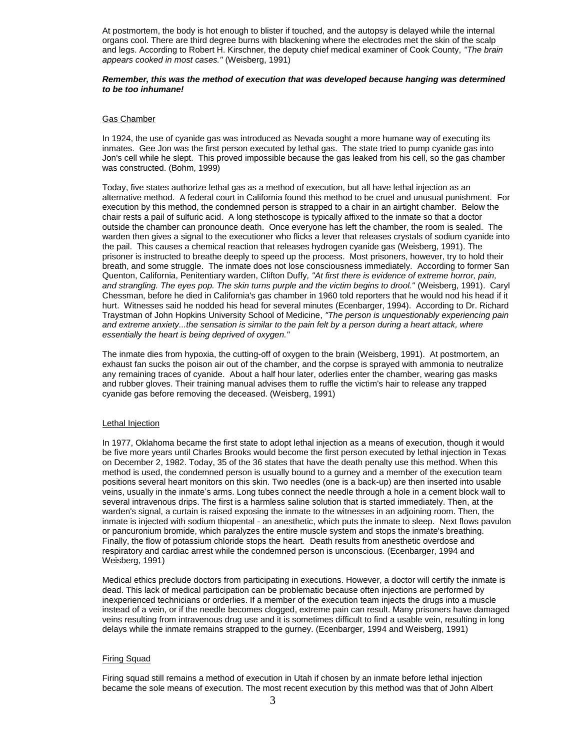At postmortem, the body is hot enough to blister if touched, and the autopsy is delayed while the internal organs cool. There are third degree burns with blackening where the electrodes met the skin of the scalp and legs. According to Robert H. Kirschner, the deputy chief medical examiner of Cook County, *"The brain appears cooked in most cases."* (Weisberg, 1991)

***Remember, this was the method of execution that was developed because hanging was determined to be too inhumane!***

### Gas Chamber

In 1924, the use of cyanide gas was introduced as Nevada sought a more humane way of executing its inmates. Gee Jon was the first person executed by lethal gas. The state tried to pump cyanide gas into Jon's cell while he slept. This proved impossible because the gas leaked from his cell, so the gas chamber was constructed. (Bohm, 1999)

Today, five states authorize lethal gas as a method of execution, but all have lethal injection as an alternative method. A federal court in California found this method to be cruel and unusual punishment. For execution by this method, the condemned person is strapped to a chair in an airtight chamber. Below the chair rests a pail of sulfuric acid. A long stethoscope is typically affixed to the inmate so that a doctor outside the chamber can pronounce death. Once everyone has left the chamber, the room is sealed. The warden then gives a signal to the executioner who flicks a lever that releases crystals of sodium cyanide into the pail. This causes a chemical reaction that releases hydrogen cyanide gas (Weisberg, 1991). The prisoner is instructed to breathe deeply to speed up the process. Most prisoners, however, try to hold their breath, and some struggle. The inmate does not lose consciousness immediately. According to former San Quenton, California, Penitentiary warden, Clifton Duffy, *"At first there is evidence of extreme horror, pain, and strangling. The eyes pop. The skin turns purple and the victim begins to drool."* (Weisberg, 1991). Caryl Chessman, before he died in California's gas chamber in 1960 told reporters that he would nod his head if it hurt. Witnesses said he nodded his head for several minutes (Ecenbarger, 1994). According to Dr. Richard Traystman of John Hopkins University School of Medicine, *"The person is unquestionably experiencing pain and extreme anxiety...the sensation is similar to the pain felt by a person during a heart attack, where essentially the heart is being deprived of oxygen."*

The inmate dies from hypoxia, the cutting-off of oxygen to the brain (Weisberg, 1991). At postmortem, an exhaust fan sucks the poison air out of the chamber, and the corpse is sprayed with ammonia to neutralize any remaining traces of cyanide. About a half hour later, oderlies enter the chamber, wearing gas masks and rubber gloves. Their training manual advises them to ruffle the victim's hair to release any trapped cyanide gas before removing the deceased. (Weisberg, 1991)

### Lethal Injection

In 1977, Oklahoma became the first state to adopt lethal injection as a means of execution, though it would be five more years until Charles Brooks would become the first person executed by lethal injection in Texas on December 2, 1982. Today, 35 of the 36 states that have the death penalty use this method. When this method is used, the condemned person is usually bound to a gurney and a member of the execution team positions several heart monitors on this skin. Two needles (one is a back-up) are then inserted into usable veins, usually in the inmate's arms. Long tubes connect the needle through a hole in a cement block wall to several intravenous drips. The first is a harmless saline solution that is started immediately. Then, at the warden's signal, a curtain is raised exposing the inmate to the witnesses in an adjoining room. Then, the inmate is injected with sodium thiopental - an anesthetic, which puts the inmate to sleep. Next flows pavulon or pancuronium bromide, which paralyzes the entire muscle system and stops the inmate's breathing. Finally, the flow of potassium chloride stops the heart. Death results from anesthetic overdose and respiratory and cardiac arrest while the condemned person is unconscious. (Ecenbarger, 1994 and Weisberg, 1991)

Medical ethics preclude doctors from participating in executions. However, a doctor will certify the inmate is dead. This lack of medical participation can be problematic because often injections are performed by inexperienced technicians or orderlies. If a member of the execution team injects the drugs into a muscle instead of a vein, or if the needle becomes clogged, extreme pain can result. Many prisoners have damaged veins resulting from intravenous drug use and it is sometimes difficult to find a usable vein, resulting in long delays while the inmate remains strapped to the gurney. (Ecenbarger, 1994 and Weisberg, 1991)

### Firing Squad

Firing squad still remains a method of execution in Utah if chosen by an inmate before lethal injection became the sole means of execution. The most recent execution by this method was that of John Albert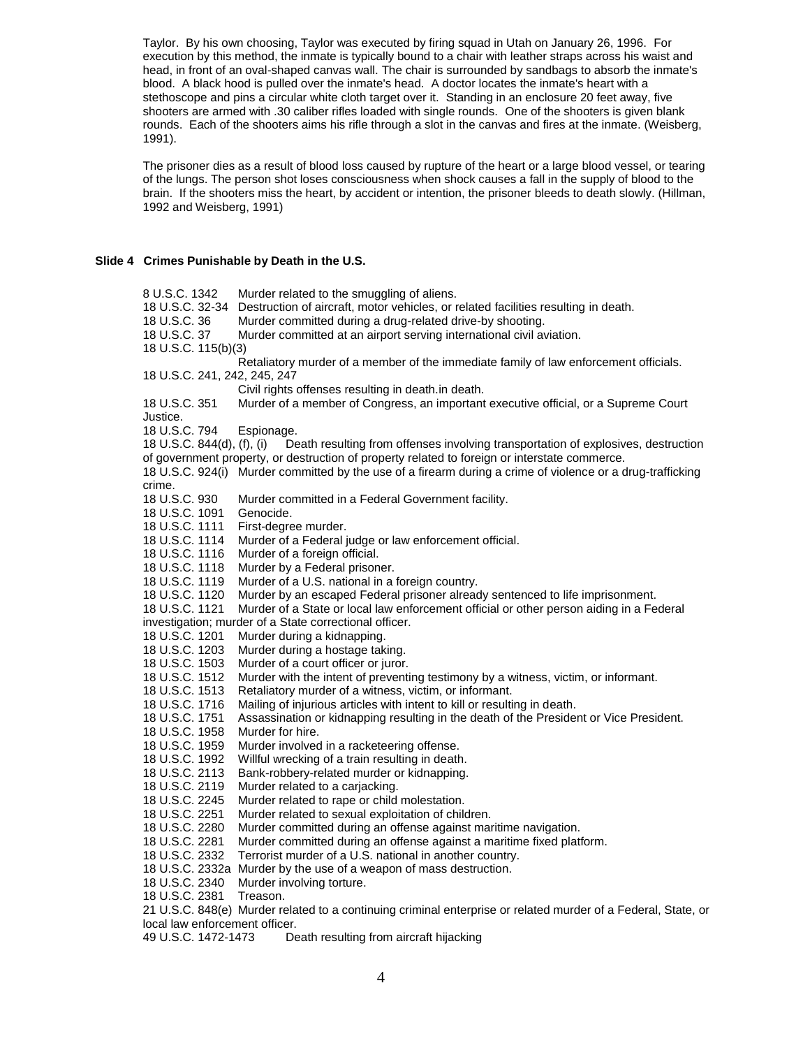Taylor. By his own choosing, Taylor was executed by firing squad in Utah on January 26, 1996. For execution by this method, the inmate is typically bound to a chair with leather straps across his waist and head, in front of an oval-shaped canvas wall. The chair is surrounded by sandbags to absorb the inmate's blood. A black hood is pulled over the inmate's head. A doctor locates the inmate's heart with a stethoscope and pins a circular white cloth target over it. Standing in an enclosure 20 feet away, five shooters are armed with .30 caliber rifles loaded with single rounds. One of the shooters is given blank rounds. Each of the shooters aims his rifle through a slot in the canvas and fires at the inmate. (Weisberg, 1991).

The prisoner dies as a result of blood loss caused by rupture of the heart or a large blood vessel, or tearing of the lungs. The person shot loses consciousness when shock causes a fall in the supply of blood to the brain. If the shooters miss the heart, by accident or intention, the prisoner bleeds to death slowly. (Hillman, 1992 and Weisberg, 1991)

### Slide 4 Crimes Punishable by Death in the U.S.

8 U.S.C. 1342 Murder related to the smuggling of aliens.
18 U.S.C. 32-34 Destruction of aircraft, motor vehicles, or related facilities resulting in death.
18 U.S.C. 36 Murder committed during a drug-related drive-by shooting.
18 U.S.C. 37 Murder committed at an airport serving international civil aviation.
18 U.S.C. 115(b)(3) Retaliatory murder of a member of the immediate family of law enforcement officials.
18 U.S.C. 241, 242, 245, 247 Civil rights offenses resulting in death.in death.
18 U.S.C. 351 Murder of a member of Congress, an important executive official, or a Supreme Court Justice.
18 U.S.C. 794 Espionage.
18 U.S.C. 844(d), (f), (i) Death resulting from offenses involving transportation of explosives, destruction of government property, or destruction of property related to foreign or interstate commerce.
18 U.S.C. 924(i) Murder committed by the use of a firearm during a crime of violence or a drug-trafficking crime.
18 U.S.C. 930 Murder committed in a Federal Government facility.
18 U.S.C. 1091 Genocide.
18 U.S.C. 1111 First-degree murder.
18 U.S.C. 1114 Murder of a Federal judge or law enforcement official.
18 U.S.C. 1116 Murder of a foreign official.
18 U.S.C. 1118 Murder by a Federal prisoner.
18 U.S.C. 1119 Murder of a U.S. national in a foreign country.
18 U.S.C. 1120 Murder by an escaped Federal prisoner already sentenced to life imprisonment.
18 U.S.C. 1121 Murder of a State or local law enforcement official or other person aiding in a Federal investigation; murder of a State correctional officer.
18 U.S.C. 1201 Murder during a kidnapping.
18 U.S.C. 1203 Murder during a hostage taking.
18 U.S.C. 1503 Murder of a court officer or juror.
18 U.S.C. 1512 Murder with the intent of preventing testimony by a witness, victim, or informant.
18 U.S.C. 1513 Retaliatory murder of a witness, victim, or informant.
18 U.S.C. 1716 Mailing of injurious articles with intent to kill or resulting in death.
18 U.S.C. 1751 Assassination or kidnapping resulting in the death of the President or Vice President.
18 U.S.C. 1958 Murder for hire.
18 U.S.C. 1959 Murder involved in a racketeering offense.
18 U.S.C. 1992 Willful wrecking of a train resulting in death.
18 U.S.C. 2113 Bank-robbery-related murder or kidnapping.
18 U.S.C. 2119 Murder related to a carjacking.
18 U.S.C. 2245 Murder related to rape or child molestation.
18 U.S.C. 2251 Murder related to sexual exploitation of children.
18 U.S.C. 2280 Murder committed during an offense against maritime navigation.
18 U.S.C. 2281 Murder committed during an offense against a maritime fixed platform.
18 U.S.C. 2332 Terrorist murder of a U.S. national in another country.
18 U.S.C. 2332a Murder by the use of a weapon of mass destruction.
18 U.S.C. 2340 Murder involving torture.
18 U.S.C. 2381 Treason.
21 U.S.C. 848(e) Murder related to a continuing criminal enterprise or related murder of a Federal, State, or local law enforcement officer.
49 U.S.C. 1472-1473 Death resulting from aircraft hijacking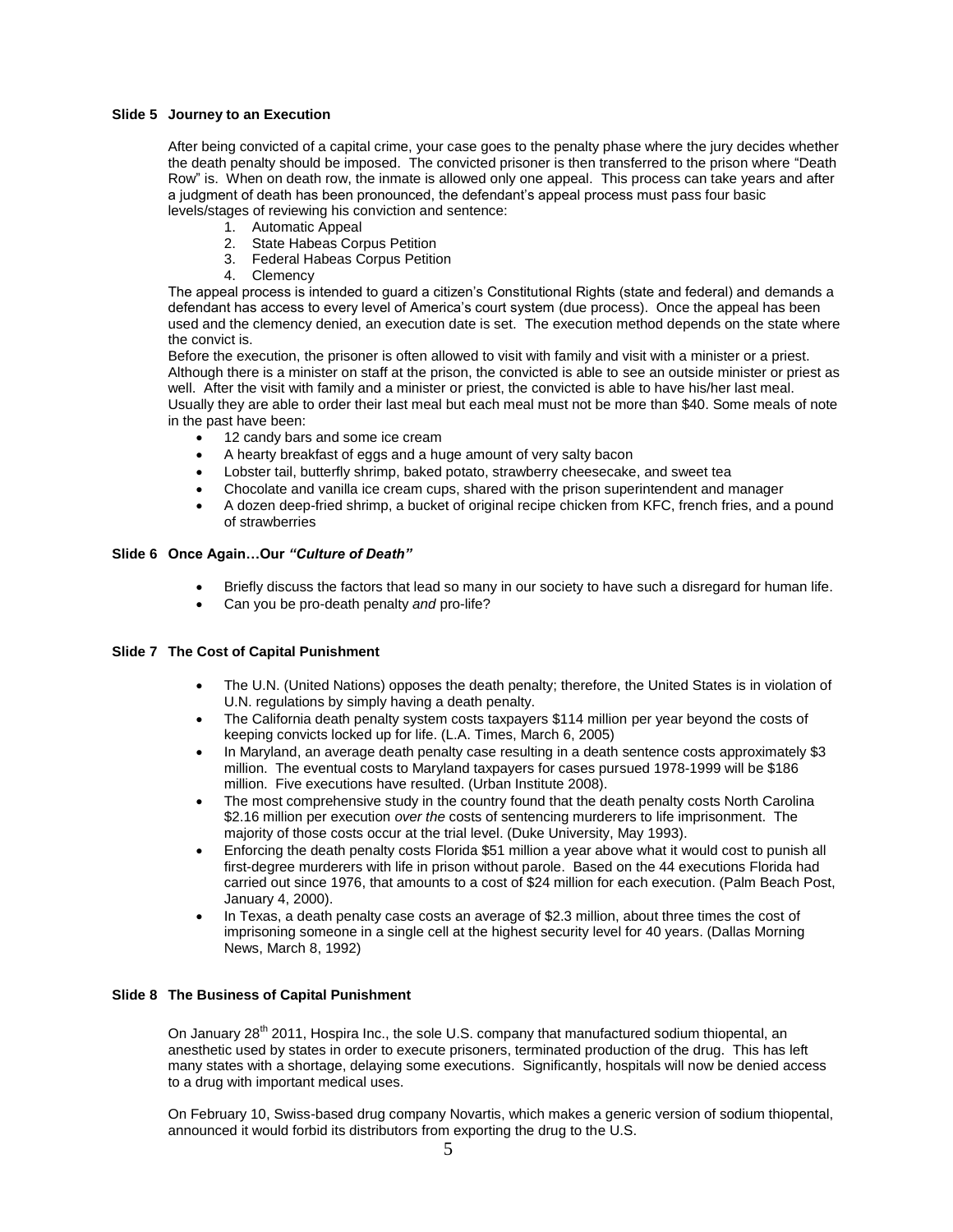**Slide 5 Journey to an Execution**

After being convicted of a capital crime, your case goes to the penalty phase where the jury decides whether the death penalty should be imposed. The convicted prisoner is then transferred to the prison where "Death Row" is. When on death row, the inmate is allowed only one appeal. This process can take years and after a judgment of death has been pronounced, the defendant's appeal process must pass four basic levels/stages of reviewing his conviction and sentence:

1. Automatic Appeal
2. State Habeas Corpus Petition
3. Federal Habeas Corpus Petition
4. Clemency

The appeal process is intended to guard a citizen's Constitutional Rights (state and federal) and demands a defendant has access to every level of America's court system (due process). Once the appeal has been used and the clemency denied, an execution date is set. The execution method depends on the state where the convict is.

Before the execution, the prisoner is often allowed to visit with family and visit with a minister or a priest. Although there is a minister on staff at the prison, the convicted is able to see an outside minister or priest as well. After the visit with family and a minister or priest, the convicted is able to have his/her last meal. Usually they are able to order their last meal but each meal must not be more than $40. Some meals of note in the past have been:

- 12 candy bars and some ice cream
- A hearty breakfast of eggs and a huge amount of very salty bacon
- Lobster tail, butterfly shrimp, baked potato, strawberry cheesecake, and sweet tea
- Chocolate and vanilla ice cream cups, shared with the prison superintendent and manager
- A dozen deep-fried shrimp, a bucket of original recipe chicken from KFC, french fries, and a pound of strawberries

**Slide 6 Once Again…Our *"Culture of Death"***

- Briefly discuss the factors that lead so many in our society to have such a disregard for human life.
- Can you be pro-death penalty *and* pro-life?

**Slide 7 The Cost of Capital Punishment**

- The U.N. (United Nations) opposes the death penalty; therefore, the United States is in violation of U.N. regulations by simply having a death penalty.
- The California death penalty system costs taxpayers $114 million per year beyond the costs of keeping convicts locked up for life. (L.A. Times, March 6, 2005)
- In Maryland, an average death penalty case resulting in a death sentence costs approximately $3 million. The eventual costs to Maryland taxpayers for cases pursued 1978-1999 will be $186 million. Five executions have resulted. (Urban Institute 2008).
- The most comprehensive study in the country found that the death penalty costs North Carolina $2.16 million per execution *over the* costs of sentencing murderers to life imprisonment. The majority of those costs occur at the trial level. (Duke University, May 1993).
- Enforcing the death penalty costs Florida $51 million a year above what it would cost to punish all first-degree murderers with life in prison without parole. Based on the 44 executions Florida had carried out since 1976, that amounts to a cost of $24 million for each execution. (Palm Beach Post, January 4, 2000).
- In Texas, a death penalty case costs an average of $2.3 million, about three times the cost of imprisoning someone in a single cell at the highest security level for 40 years. (Dallas Morning News, March 8, 1992)

**Slide 8 The Business of Capital Punishment**

On January 28th 2011, Hospira Inc., the sole U.S. company that manufactured sodium thiopental, an anesthetic used by states in order to execute prisoners, terminated production of the drug. This has left many states with a shortage, delaying some executions. Significantly, hospitals will now be denied access to a drug with important medical uses.

On February 10, Swiss-based drug company Novartis, which makes a generic version of sodium thiopental, announced it would forbid its distributors from exporting the drug to the U.S.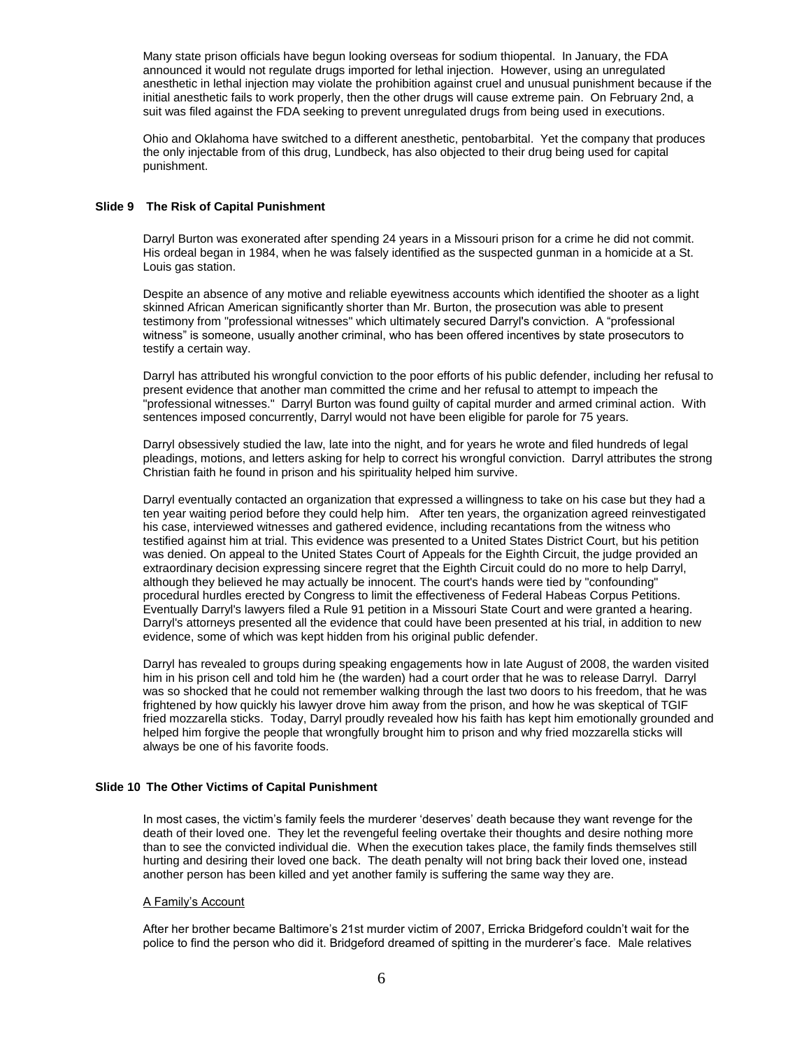Many state prison officials have begun looking overseas for sodium thiopental. In January, the FDA announced it would not regulate drugs imported for lethal injection. However, using an unregulated anesthetic in lethal injection may violate the prohibition against cruel and unusual punishment because if the initial anesthetic fails to work properly, then the other drugs will cause extreme pain. On February 2nd, a suit was filed against the FDA seeking to prevent unregulated drugs from being used in executions.

Ohio and Oklahoma have switched to a different anesthetic, pentobarbital. Yet the company that produces the only injectable from of this drug, Lundbeck, has also objected to their drug being used for capital punishment.

## Slide 9 The Risk of Capital Punishment

Darryl Burton was exonerated after spending 24 years in a Missouri prison for a crime he did not commit. His ordeal began in 1984, when he was falsely identified as the suspected gunman in a homicide at a St. Louis gas station.

Despite an absence of any motive and reliable eyewitness accounts which identified the shooter as a light skinned African American significantly shorter than Mr. Burton, the prosecution was able to present testimony from "professional witnesses" which ultimately secured Darryl's conviction. A "professional witness" is someone, usually another criminal, who has been offered incentives by state prosecutors to testify a certain way.

Darryl has attributed his wrongful conviction to the poor efforts of his public defender, including her refusal to present evidence that another man committed the crime and her refusal to attempt to impeach the "professional witnesses." Darryl Burton was found guilty of capital murder and armed criminal action. With sentences imposed concurrently, Darryl would not have been eligible for parole for 75 years.

Darryl obsessively studied the law, late into the night, and for years he wrote and filed hundreds of legal pleadings, motions, and letters asking for help to correct his wrongful conviction. Darryl attributes the strong Christian faith he found in prison and his spirituality helped him survive.

Darryl eventually contacted an organization that expressed a willingness to take on his case but they had a ten year waiting period before they could help him. After ten years, the organization agreed reinvestigated his case, interviewed witnesses and gathered evidence, including recantations from the witness who testified against him at trial. This evidence was presented to a United States District Court, but his petition was denied. On appeal to the United States Court of Appeals for the Eighth Circuit, the judge provided an extraordinary decision expressing sincere regret that the Eighth Circuit could do no more to help Darryl, although they believed he may actually be innocent. The court's hands were tied by "confounding" procedural hurdles erected by Congress to limit the effectiveness of Federal Habeas Corpus Petitions. Eventually Darryl's lawyers filed a Rule 91 petition in a Missouri State Court and were granted a hearing. Darryl's attorneys presented all the evidence that could have been presented at his trial, in addition to new evidence, some of which was kept hidden from his original public defender.

Darryl has revealed to groups during speaking engagements how in late August of 2008, the warden visited him in his prison cell and told him he (the warden) had a court order that he was to release Darryl. Darryl was so shocked that he could not remember walking through the last two doors to his freedom, that he was frightened by how quickly his lawyer drove him away from the prison, and how he was skeptical of TGIF fried mozzarella sticks. Today, Darryl proudly revealed how his faith has kept him emotionally grounded and helped him forgive the people that wrongfully brought him to prison and why fried mozzarella sticks will always be one of his favorite foods.

## Slide 10 The Other Victims of Capital Punishment

In most cases, the victim's family feels the murderer 'deserves' death because they want revenge for the death of their loved one. They let the revengeful feeling overtake their thoughts and desire nothing more than to see the convicted individual die. When the execution takes place, the family finds themselves still hurting and desiring their loved one back. The death penalty will not bring back their loved one, instead another person has been killed and yet another family is suffering the same way they are.

A Family's Account

After her brother became Baltimore's 21st murder victim of 2007, Erricka Bridgeford couldn't wait for the police to find the person who did it. Bridgeford dreamed of spitting in the murderer's face. Male relatives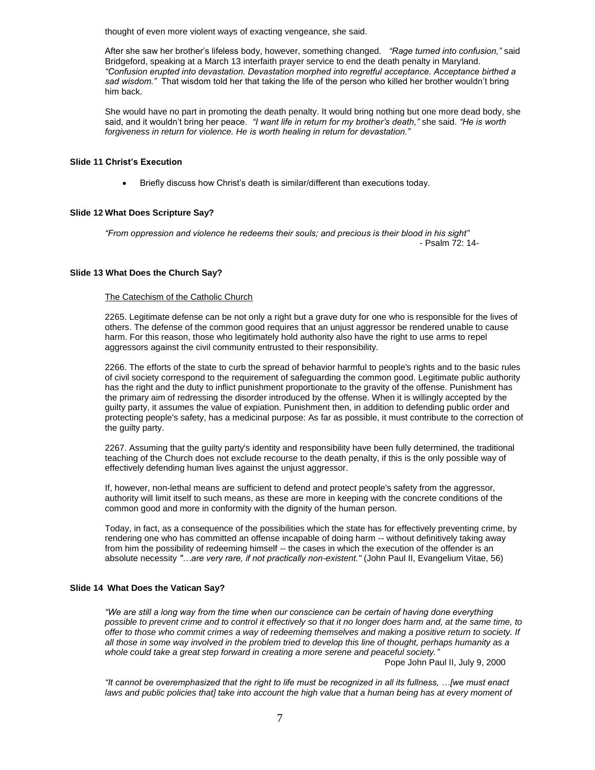thought of even more violent ways of exacting vengeance, she said.

After she saw her brother's lifeless body, however, something changed. *"Rage turned into confusion,"* said Bridgeford, speaking at a March 13 interfaith prayer service to end the death penalty in Maryland. *"Confusion erupted into devastation. Devastation morphed into regretful acceptance. Acceptance birthed a sad wisdom."* That wisdom told her that taking the life of the person who killed her brother wouldn't bring him back.

She would have no part in promoting the death penalty. It would bring nothing but one more dead body, she said, and it wouldn't bring her peace. *"I want life in return for my brother's death,"* she said. *"He is worth forgiveness in return for violence. He is worth healing in return for devastation."*

**Slide 11 Christ's Execution**

- Briefly discuss how Christ's death is similar/different than executions today.

**Slide 12 What Does Scripture Say?**

*"From oppression and violence he redeems their souls; and precious is their blood in his sight"*
- Psalm 72: 14-

**Slide 13 What Does the Church Say?**

The Catechism of the Catholic Church

2265. Legitimate defense can be not only a right but a grave duty for one who is responsible for the lives of others. The defense of the common good requires that an unjust aggressor be rendered unable to cause harm. For this reason, those who legitimately hold authority also have the right to use arms to repel aggressors against the civil community entrusted to their responsibility.

2266. The efforts of the state to curb the spread of behavior harmful to people's rights and to the basic rules of civil society correspond to the requirement of safeguarding the common good. Legitimate public authority has the right and the duty to inflict punishment proportionate to the gravity of the offense. Punishment has the primary aim of redressing the disorder introduced by the offense. When it is willingly accepted by the guilty party, it assumes the value of expiation. Punishment then, in addition to defending public order and protecting people's safety, has a medicinal purpose: As far as possible, it must contribute to the correction of the guilty party.

2267. Assuming that the guilty party's identity and responsibility have been fully determined, the traditional teaching of the Church does not exclude recourse to the death penalty, if this is the only possible way of effectively defending human lives against the unjust aggressor.

If, however, non-lethal means are sufficient to defend and protect people's safety from the aggressor, authority will limit itself to such means, as these are more in keeping with the concrete conditions of the common good and more in conformity with the dignity of the human person.

Today, in fact, as a consequence of the possibilities which the state has for effectively preventing crime, by rendering one who has committed an offense incapable of doing harm -- without definitively taking away from him the possibility of redeeming himself -- the cases in which the execution of the offender is an absolute necessity *"…are very rare, if not practically non-existent."* (John Paul II, Evangelium Vitae, 56)

**Slide 14 What Does the Vatican Say?**

*"We are still a long way from the time when our conscience can be certain of having done everything possible to prevent crime and to control it effectively so that it no longer does harm and, at the same time, to offer to those who commit crimes a way of redeeming themselves and making a positive return to society. If all those in some way involved in the problem tried to develop this line of thought, perhaps humanity as a whole could take a great step forward in creating a more serene and peaceful society."*

Pope John Paul II, July 9, 2000

*"It cannot be overemphasized that the right to life must be recognized in all its fullness, …[we must enact laws and public policies that] take into account the high value that a human being has at every moment of*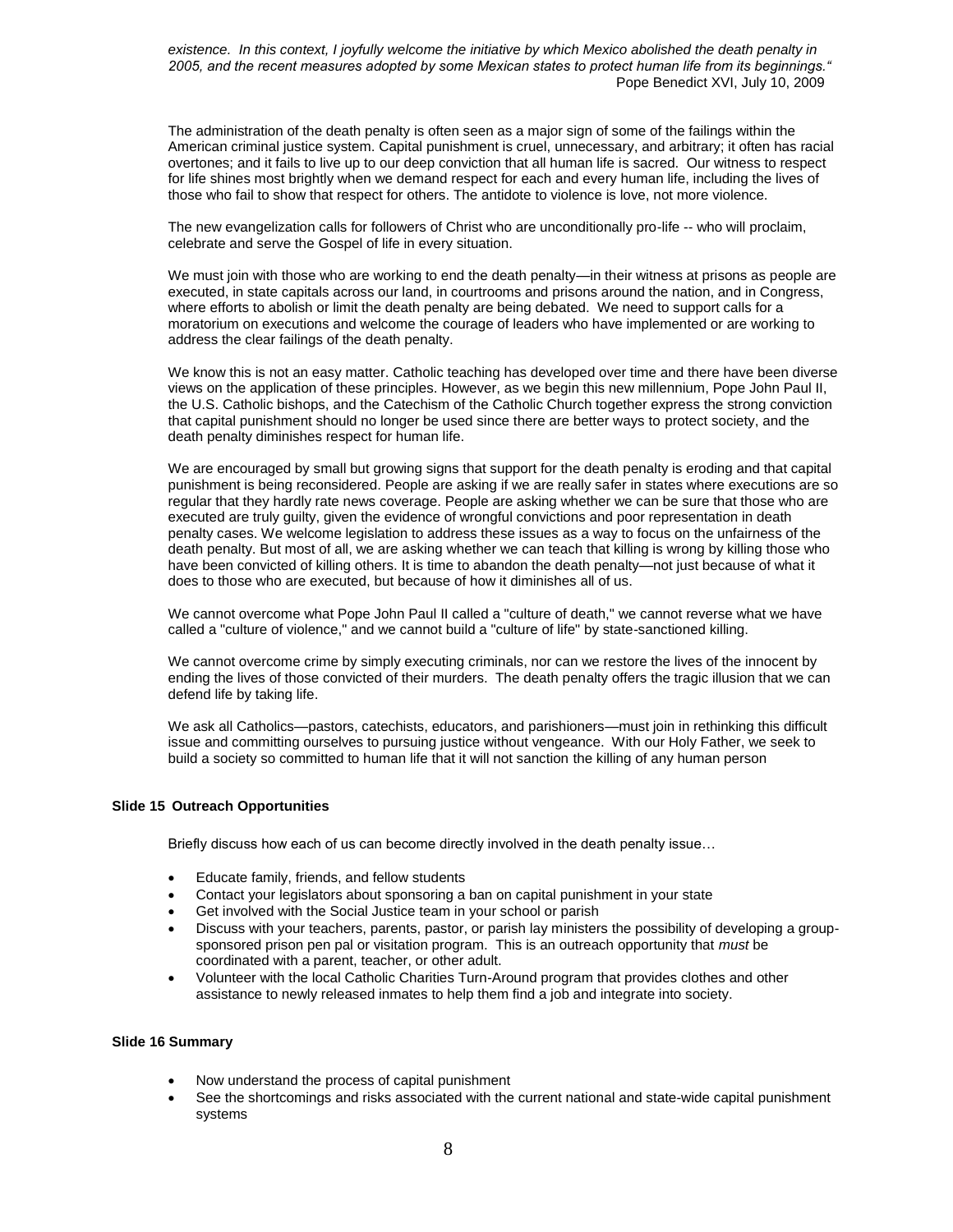*existence. In this context, I joyfully welcome the initiative by which Mexico abolished the death penalty in 2005, and the recent measures adopted by some Mexican states to protect human life from its beginnings."*
Pope Benedict XVI, July 10, 2009

The administration of the death penalty is often seen as a major sign of some of the failings within the American criminal justice system. Capital punishment is cruel, unnecessary, and arbitrary; it often has racial overtones; and it fails to live up to our deep conviction that all human life is sacred. Our witness to respect for life shines most brightly when we demand respect for each and every human life, including the lives of those who fail to show that respect for others. The antidote to violence is love, not more violence.

The new evangelization calls for followers of Christ who are unconditionally pro-life -- who will proclaim, celebrate and serve the Gospel of life in every situation.

We must join with those who are working to end the death penalty—in their witness at prisons as people are executed, in state capitals across our land, in courtrooms and prisons around the nation, and in Congress, where efforts to abolish or limit the death penalty are being debated. We need to support calls for a moratorium on executions and welcome the courage of leaders who have implemented or are working to address the clear failings of the death penalty.

We know this is not an easy matter. Catholic teaching has developed over time and there have been diverse views on the application of these principles. However, as we begin this new millennium, Pope John Paul II, the U.S. Catholic bishops, and the Catechism of the Catholic Church together express the strong conviction that capital punishment should no longer be used since there are better ways to protect society, and the death penalty diminishes respect for human life.

We are encouraged by small but growing signs that support for the death penalty is eroding and that capital punishment is being reconsidered. People are asking if we are really safer in states where executions are so regular that they hardly rate news coverage. People are asking whether we can be sure that those who are executed are truly guilty, given the evidence of wrongful convictions and poor representation in death penalty cases. We welcome legislation to address these issues as a way to focus on the unfairness of the death penalty. But most of all, we are asking whether we can teach that killing is wrong by killing those who have been convicted of killing others. It is time to abandon the death penalty—not just because of what it does to those who are executed, but because of how it diminishes all of us.

We cannot overcome what Pope John Paul II called a "culture of death," we cannot reverse what we have called a "culture of violence," and we cannot build a "culture of life" by state-sanctioned killing.

We cannot overcome crime by simply executing criminals, nor can we restore the lives of the innocent by ending the lives of those convicted of their murders. The death penalty offers the tragic illusion that we can defend life by taking life.

We ask all Catholics—pastors, catechists, educators, and parishioners—must join in rethinking this difficult issue and committing ourselves to pursuing justice without vengeance. With our Holy Father, we seek to build a society so committed to human life that it will not sanction the killing of any human person

**Slide 15 Outreach Opportunities**

Briefly discuss how each of us can become directly involved in the death penalty issue…

- Educate family, friends, and fellow students
- Contact your legislators about sponsoring a ban on capital punishment in your state
- Get involved with the Social Justice team in your school or parish
- Discuss with your teachers, parents, pastor, or parish lay ministers the possibility of developing a group-sponsored prison pen pal or visitation program. This is an outreach opportunity that *must* be coordinated with a parent, teacher, or other adult.
- Volunteer with the local Catholic Charities Turn-Around program that provides clothes and other assistance to newly released inmates to help them find a job and integrate into society.

**Slide 16 Summary**

- Now understand the process of capital punishment
- See the shortcomings and risks associated with the current national and state-wide capital punishment systems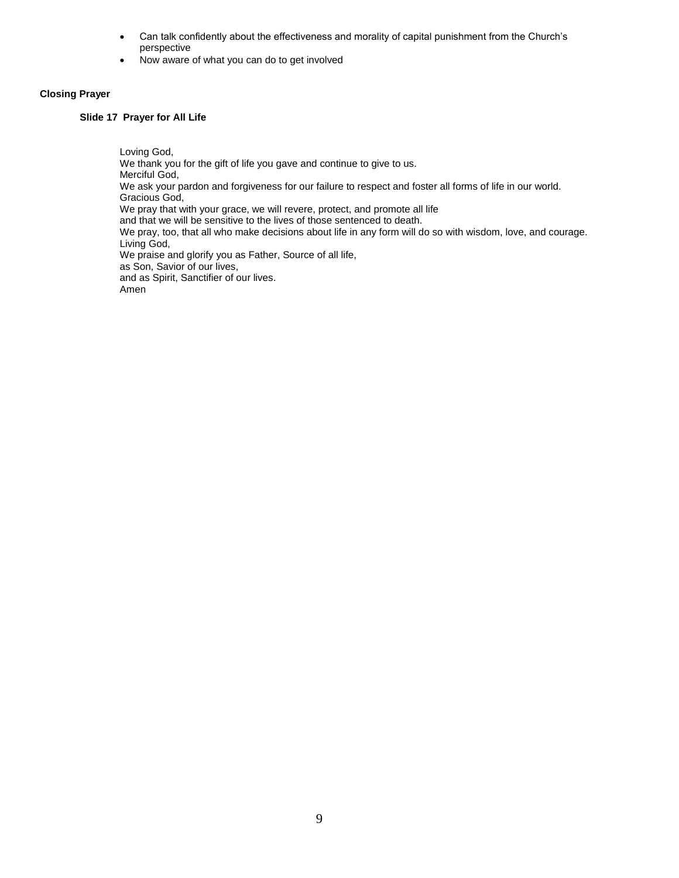- Can talk confidently about the effectiveness and morality of capital punishment from the Church's perspective
- Now aware of what you can do to get involved

**Closing Prayer**

**Slide 17 Prayer for All Life**

Loving God,
We thank you for the gift of life you gave and continue to give to us.
Merciful God,
We ask your pardon and forgiveness for our failure to respect and foster all forms of life in our world.
Gracious God,
We pray that with your grace, we will revere, protect, and promote all life
and that we will be sensitive to the lives of those sentenced to death.
We pray, too, that all who make decisions about life in any form will do so with wisdom, love, and courage.
Living God,
We praise and glorify you as Father, Source of all life,
as Son, Savior of our lives,
and as Spirit, Sanctifier of our lives.
Amen